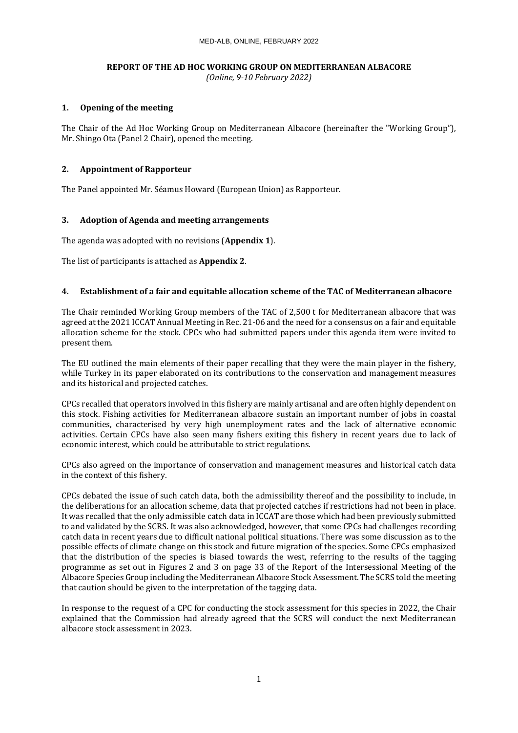# REPORT OF THE AD HOC WORKING GROUP ON MEDITERRANEAN ALBACORE

*(Online, 9-10 February 2022)*

## 1. Opening of the meeting

The Chair of the Ad Hoc Working Group on Mediterranean Albacore (hereinafter the "Working Group"), Mr. Shingo Ota (Panel 2 Chair), opened the meeting.

## 2. Appointment of Rapporteur

The Panel appointed Mr. Séamus Howard (European Union) as Rapporteur.

## 3. Adoption of Agenda and meeting arrangements

The agenda was adopted with no revisions (**Appendix 1**).

The list of participants is attached as **Appendix 2**.

## 4. Establishment of a fair and equitable allocation scheme of the TAC of Mediterranean albacore

The Chair reminded Working Group members of the TAC of 2,500 t for Mediterranean albacore that was agreed at the 2021 ICCAT Annual Meeting in Rec. 21-06 and the need for a consensus on a fair and equitable allocation scheme for the stock. CPCs who had submitted papers under this agenda item were invited to present them.

The EU outlined the main elements of their paper recalling that they were the main player in the fishery, while Turkey in its paper elaborated on its contributions to the conservation and management measures and its historical and projected catches.

CPCs recalled that operators involved in this fishery are mainly artisanal and are often highly dependent on this stock. Fishing activities for Mediterranean albacore sustain an important number of jobs in coastal communities, characterised by very high unemployment rates and the lack of alternative economic activities. Certain CPCs have also seen many fishers exiting this fishery in recent years due to lack of economic interest, which could be attributable to strict regulations.

CPCs also agreed on the importance of conservation and management measures and historical catch data in the context of this fishery.

CPCs debated the issue of such catch data, both the admissibility thereof and the possibility to include, in the deliberations for an allocation scheme, data that projected catches if restrictions had not been in place. It was recalled that the only admissible catch data in ICCAT are those which had been previously submitted to and validated by the SCRS. It was also acknowledged, however, that some CPCs had challenges recording catch data in recent years due to difficult national political situations. There was some discussion as to the possible effects of climate change on this stock and future migration of the species. Some CPCs emphasized that the distribution of the species is biased towards the west, referring to the results of the tagging programme as set out in Figures 2 and 3 on page 33 of the Report of the Intersessional Meeting of the Albacore Species Group including the Mediterranean Albacore Stock Assessment. The SCRS told the meeting that caution should be given to the interpretation of the tagging data.

In response to the request of a CPC for conducting the stock assessment for this species in 2022, the Chair explained that the Commission had already agreed that the SCRS will conduct the next Mediterranean albacore stock assessment in 2023.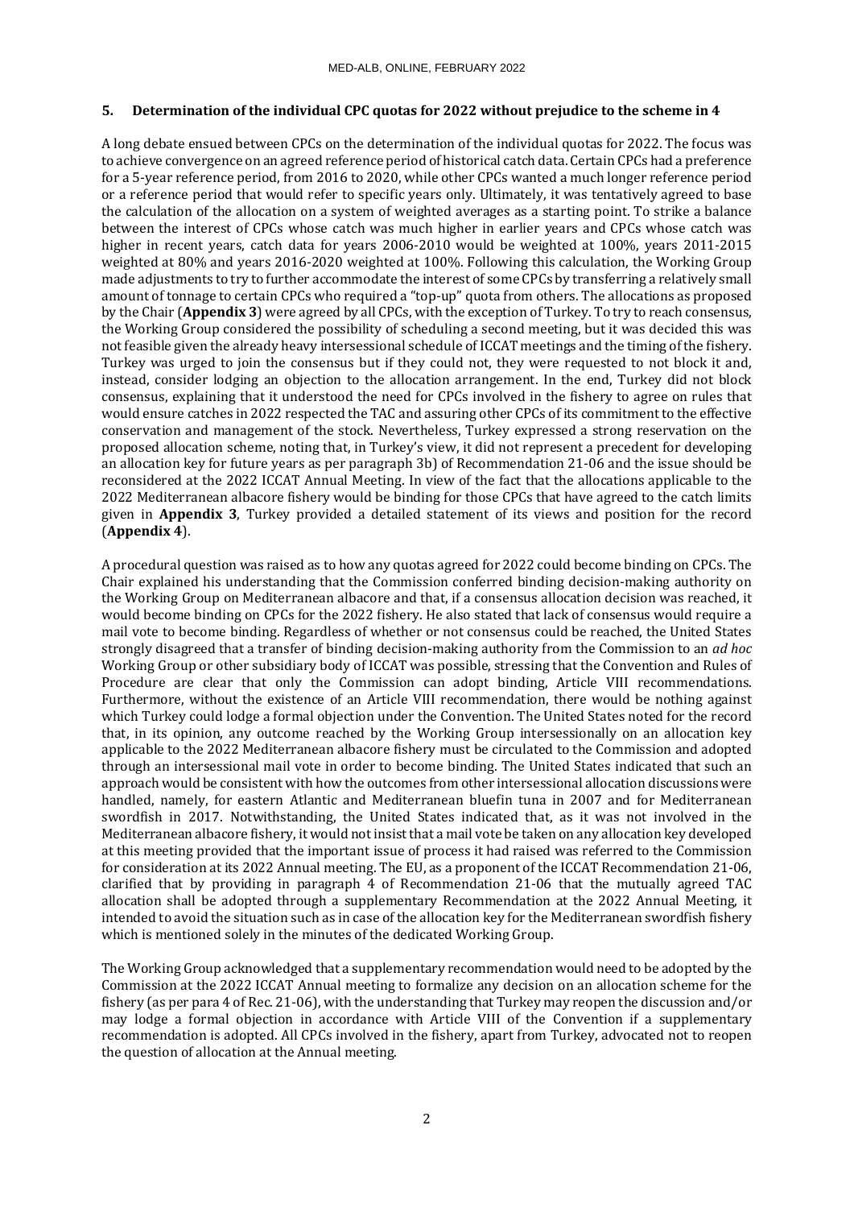### 5. Determination of the individual CPC quotas for 2022 without prejudice to the scheme in 4

A long debate ensued between CPCs on the determination of the individual quotas for 2022. The focus was to achieve convergence on an agreed reference period of historical catch data. Certain CPCs had a preference for a 5-year reference period, from 2016 to 2020, while other CPCs wanted a much longer reference period or a reference period that would refer to specific years only. Ultimately, it was tentatively agreed to base the calculation of the allocation on a system of weighted averages as a starting point. To strike a balance between the interest of CPCs whose catch was much higher in earlier years and CPCs whose catch was higher in recent years, catch data for years 2006-2010 would be weighted at 100%, years 2011-2015 weighted at 80% and years 2016-2020 weighted at 100%. Following this calculation, the Working Group made adjustments to try to further accommodate the interest of some CPCs by transferring a relatively small amount of tonnage to certain CPCs who required a "top-up" quota from others. The allocations as proposed by the Chair (**Appendix 3**) were agreed by all CPCs, with the exception of Turkey. To try to reach consensus, the Working Group considered the possibility of scheduling a second meeting, but it was decided this was not feasible given the already heavy intersessional schedule of ICCAT meetings and the timing of the fishery. Turkey was urged to join the consensus but if they could not, they were requested to not block it and, instead, consider lodging an objection to the allocation arrangement. In the end, Turkey did not block consensus, explaining that it understood the need for CPCs involved in the fishery to agree on rules that would ensure catches in 2022 respected the TAC and assuring other CPCs of its commitment to the effective conservation and management of the stock. Nevertheless, Turkey expressed a strong reservation on the proposed allocation scheme, noting that, in Turkey's view, it did not represent a precedent for developing an allocation key for future years as per paragraph 3b) of Recommendation 21-06 and the issue should be reconsidered at the 2022 ICCAT Annual Meeting. In view of the fact that the allocations applicable to the 2022 Mediterranean albacore fishery would be binding for those CPCs that have agreed to the catch limits given in **Appendix 3**, Turkey provided a detailed statement of its views and position for the record (**Appendix 4**).

A procedural question was raised as to how any quotas agreed for 2022 could become binding on CPCs. The Chair explained his understanding that the Commission conferred binding decision-making authority on the Working Group on Mediterranean albacore and that, if a consensus allocation decision was reached, it would become binding on CPCs for the 2022 fishery. He also stated that lack of consensus would require a mail vote to become binding. Regardless of whether or not consensus could be reached, the United States strongly disagreed that a transfer of binding decision-making authority from the Commission to an *ad hoc* Working Group or other subsidiary body of ICCAT was possible, stressing that the Convention and Rules of Procedure are clear that only the Commission can adopt binding, Article VIII recommendations. Furthermore, without the existence of an Article VIII recommendation, there would be nothing against which Turkey could lodge a formal objection under the Convention. The United States noted for the record that, in its opinion, any outcome reached by the Working Group intersessionally on an allocation key applicable to the 2022 Mediterranean albacore fishery must be circulated to the Commission and adopted through an intersessional mail vote in order to become binding. The United States indicated that such an approach would be consistent with how the outcomes from other intersessional allocation discussions were handled, namely, for eastern Atlantic and Mediterranean bluefin tuna in 2007 and for Mediterranean swordfish in 2017. Notwithstanding, the United States indicated that, as it was not involved in the Mediterranean albacore fishery, it would not insist that a mail vote be taken on any allocation key developed at this meeting provided that the important issue of process it had raised was referred to the Commission for consideration at its 2022 Annual meeting. The EU, as a proponent of the ICCAT Recommendation 21-06, clarified that by providing in paragraph 4 of Recommendation 21-06 that the mutually agreed TAC allocation shall be adopted through a supplementary Recommendation at the 2022 Annual Meeting, it intended to avoid the situation such as in case of the allocation key for the Mediterranean swordfish fishery which is mentioned solely in the minutes of the dedicated Working Group.

The Working Group acknowledged that a supplementary recommendation would need to be adopted by the Commission at the 2022 ICCAT Annual meeting to formalize any decision on an allocation scheme for the fishery (as per para 4 of Rec. 21-06), with the understanding that Turkey may reopen the discussion and/or may lodge a formal objection in accordance with Article VIII of the Convention if a supplementary recommendation is adopted. All CPCs involved in the fishery, apart from Turkey, advocated not to reopen the question of allocation at the Annual meeting.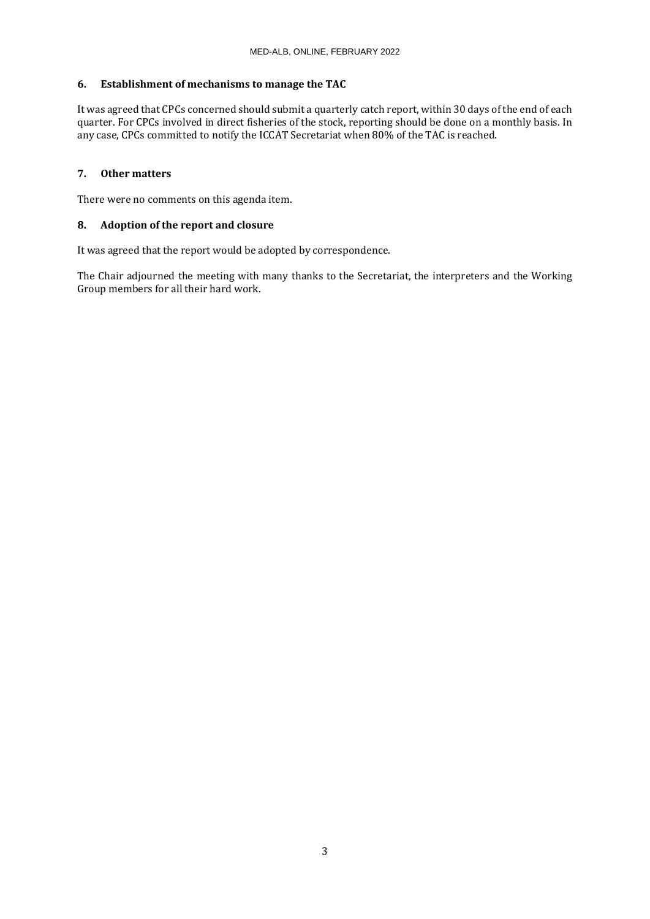## 6. Establishment of mechanisms to manage the TAC

It was agreed that CPCs concerned should submit a quarterly catch report, within 30 days of the end of each quarter. For CPCs involved in direct fisheries of the stock, reporting should be done on a monthly basis. In any case, CPCs committed to notify the ICCAT Secretariat when 80% of the TAC is reached.

## 7. Other matters

There were no comments on this agenda item.

## 8. Adoption of the report and closure

It was agreed that the report would be adopted by correspondence.

The Chair adjourned the meeting with many thanks to the Secretariat, the interpreters and the Working Group members for all their hard work.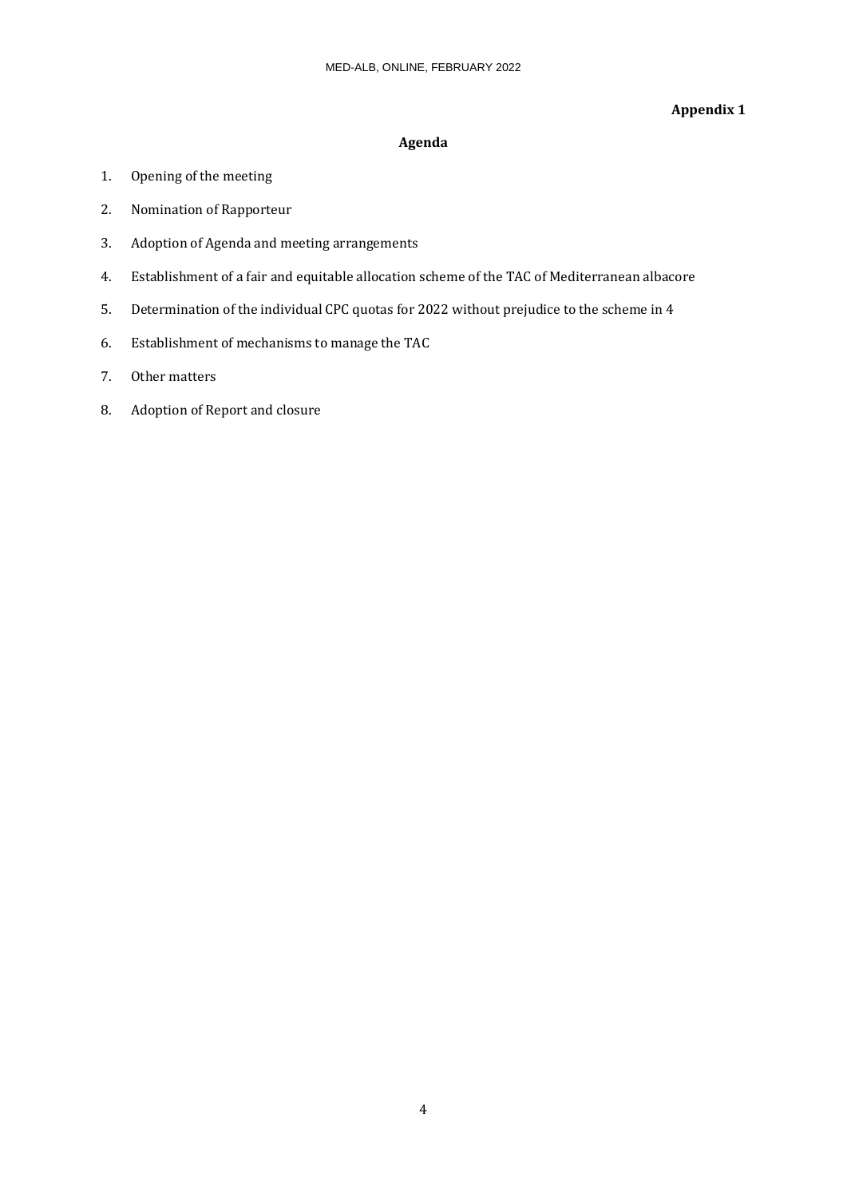**Appendix 1**

## Agenda

1. Opening of the meeting
2. Nomination of Rapporteur
3. Adoption of Agenda and meeting arrangements
4. Establishment of a fair and equitable allocation scheme of the TAC of Mediterranean albacore
5. Determination of the individual CPC quotas for 2022 without prejudice to the scheme in 4
6. Establishment of mechanisms to manage the TAC
7. Other matters
8. Adoption of Report and closure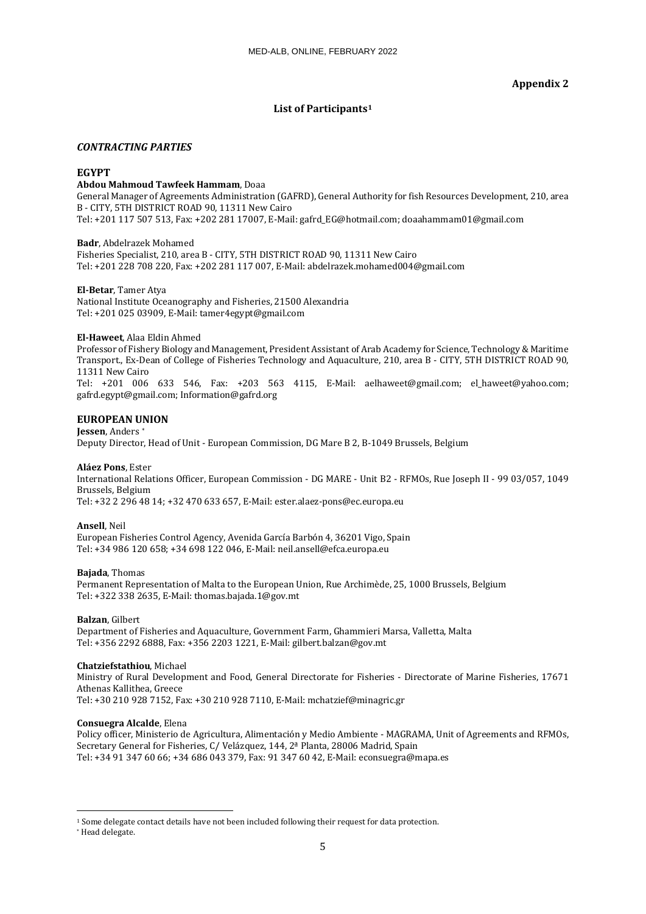**Appendix 2**

## List of Participants[1]

### *CONTRACTING PARTIES*

#### EGYPT

**Abdou Mahmoud Tawfeek Hammam**, Doaa
General Manager of Agreements Administration (GAFRD), General Authority for fish Resources Development, 210, area B - CITY, 5TH DISTRICT ROAD 90, 11311 New Cairo
Tel: +201 117 507 513, Fax: +202 281 17007, E-Mail: gafrd_EG@hotmail.com; doaahammam01@gmail.com

**Badr**, Abdelrazek Mohamed
Fisheries Specialist, 210, area B - CITY, 5TH DISTRICT ROAD 90, 11311 New Cairo
Tel: +201 228 708 220, Fax: +202 281 117 007, E-Mail: abdelrazek.mohamed004@gmail.com

**El-Betar**, Tamer Atya
National Institute Oceanography and Fisheries, 21500 Alexandria
Tel: +201 025 03909, E-Mail: tamer4egypt@gmail.com

**El-Haweet**, Alaa Eldin Ahmed
Professor of Fishery Biology and Management, President Assistant of Arab Academy for Science, Technology & Maritime Transport., Ex-Dean of College of Fisheries Technology and Aquaculture, 210, area B - CITY, 5TH DISTRICT ROAD 90, 11311 New Cairo
Tel: +201 006 633 546, Fax: +203 563 4115, E-Mail: aelhaweet@gmail.com; el_haweet@yahoo.com; gafrd.egypt@gmail.com; Information@gafrd.org

#### EUROPEAN UNION

**Jessen**, Anders *
Deputy Director, Head of Unit - European Commission, DG Mare B 2, B-1049 Brussels, Belgium

**Aláez Pons**, Ester
International Relations Officer, European Commission - DG MARE - Unit B2 - RFMOs, Rue Joseph II - 99 03/057, 1049 Brussels, Belgium
Tel: +32 2 296 48 14; +32 470 633 657, E-Mail: ester.alaez-pons@ec.europa.eu

**Ansell**, Neil
European Fisheries Control Agency, Avenida García Barbón 4, 36201 Vigo, Spain
Tel: +34 986 120 658; +34 698 122 046, E-Mail: neil.ansell@efca.europa.eu

**Bajada**, Thomas
Permanent Representation of Malta to the European Union, Rue Archimède, 25, 1000 Brussels, Belgium
Tel: +322 338 2635, E-Mail: thomas.bajada.1@gov.mt

**Balzan**, Gilbert
Department of Fisheries and Aquaculture, Government Farm, Ghammieri Marsa, Valletta, Malta
Tel: +356 2292 6888, Fax: +356 2203 1221, E-Mail: gilbert.balzan@gov.mt

**Chatziefstathiou**, Michael
Ministry of Rural Development and Food, General Directorate for Fisheries - Directorate of Marine Fisheries, 17671 Athenas Kallithea, Greece
Tel: +30 210 928 7152, Fax: +30 210 928 7110, E-Mail: mchatzief@minagric.gr

**Consuegra Alcalde**, Elena
Policy officer, Ministerio de Agricultura, Alimentación y Medio Ambiente - MAGRAMA, Unit of Agreements and RFMOs, Secretary General for Fisheries, C/ Velázquez, 144, 2ª Planta, 28006 Madrid, Spain
Tel: +34 91 347 60 66; +34 686 043 379, Fax: 91 347 60 42, E-Mail: econsuegra@mapa.es

---

[1] Some delegate contact details have not been included following their request for data protection.

* Head delegate.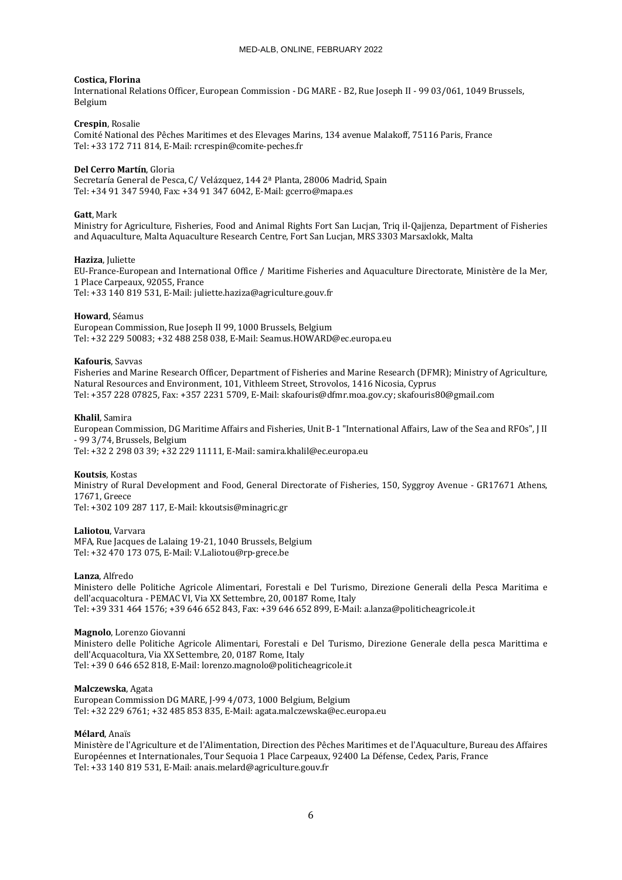**Costica, Florina**
International Relations Officer, European Commission - DG MARE - B2, Rue Joseph II - 99 03/061, 1049 Brussels, Belgium

**Crespin**, Rosalie
Comité National des Pêches Maritimes et des Elevages Marins, 134 avenue Malakoff, 75116 Paris, France
Tel: +33 172 711 814, E-Mail: rcrespin@comite-peches.fr

**Del Cerro Martín**, Gloria
Secretaría General de Pesca, C/ Velázquez, 144 2ª Planta, 28006 Madrid, Spain
Tel: +34 91 347 5940, Fax: +34 91 347 6042, E-Mail: gcerro@mapa.es

**Gatt**, Mark
Ministry for Agriculture, Fisheries, Food and Animal Rights Fort San Lucjan, Triq il-Qajjenza, Department of Fisheries and Aquaculture, Malta Aquaculture Research Centre, Fort San Lucjan, MRS 3303 Marsaxlokk, Malta

**Haziza**, Juliette
EU-France-European and International Office / Maritime Fisheries and Aquaculture Directorate, Ministère de la Mer, 1 Place Carpeaux, 92055, France
Tel: +33 140 819 531, E-Mail: juliette.haziza@agriculture.gouv.fr

**Howard**, Séamus
European Commission, Rue Joseph II 99, 1000 Brussels, Belgium
Tel: +32 229 50083; +32 488 258 038, E-Mail: Seamus.HOWARD@ec.europa.eu

**Kafouris**, Savvas
Fisheries and Marine Research Officer, Department of Fisheries and Marine Research (DFMR); Ministry of Agriculture, Natural Resources and Environment, 101, Vithleem Street, Strovolos, 1416 Nicosia, Cyprus
Tel: +357 228 07825, Fax: +357 2231 5709, E-Mail: skafouris@dfmr.moa.gov.cy; skafouris80@gmail.com

**Khalil**, Samira
European Commission, DG Maritime Affairs and Fisheries, Unit B-1 "International Affairs, Law of the Sea and RFOs", J II - 99 3/74, Brussels, Belgium
Tel: +32 2 298 03 39; +32 229 11111, E-Mail: samira.khalil@ec.europa.eu

**Koutsis**, Kostas
Ministry of Rural Development and Food, General Directorate of Fisheries, 150, Syggroy Avenue - GR17671 Athens, 17671, Greece
Tel: +302 109 287 117, E-Mail: kkoutsis@minagric.gr

**Laliotou**, Varvara
MFA, Rue Jacques de Lalaing 19-21, 1040 Brussels, Belgium
Tel: +32 470 173 075, E-Mail: V.Laliotou@rp-grece.be

**Lanza**, Alfredo
Ministero delle Politiche Agricole Alimentari, Forestali e Del Turismo, Direzione Generali della Pesca Maritima e dell'acquacoltura - PEMAC VI, Via XX Settembre, 20, 00187 Rome, Italy
Tel: +39 331 464 1576; +39 646 652 843, Fax: +39 646 652 899, E-Mail: a.lanza@politicheagricole.it

**Magnolo**, Lorenzo Giovanni
Ministero delle Politiche Agricole Alimentari, Forestali e Del Turismo, Direzione Generale della pesca Marittima e dell'Acquacoltura, Via XX Settembre, 20, 0187 Rome, Italy
Tel: +39 0 646 652 818, E-Mail: lorenzo.magnolo@politicheagricole.it

**Malczewska**, Agata
European Commission DG MARE, J-99 4/073, 1000 Belgium, Belgium
Tel: +32 229 6761; +32 485 853 835, E-Mail: agata.malczewska@ec.europa.eu

**Mélard**, Anaïs
Ministère de l'Agriculture et de l'Alimentation, Direction des Pêches Maritimes et de l'Aquaculture, Bureau des Affaires Européennes et Internationales, Tour Sequoia 1 Place Carpeaux, 92400 La Défense, Cedex, Paris, France
Tel: +33 140 819 531, E-Mail: anais.melard@agriculture.gouv.fr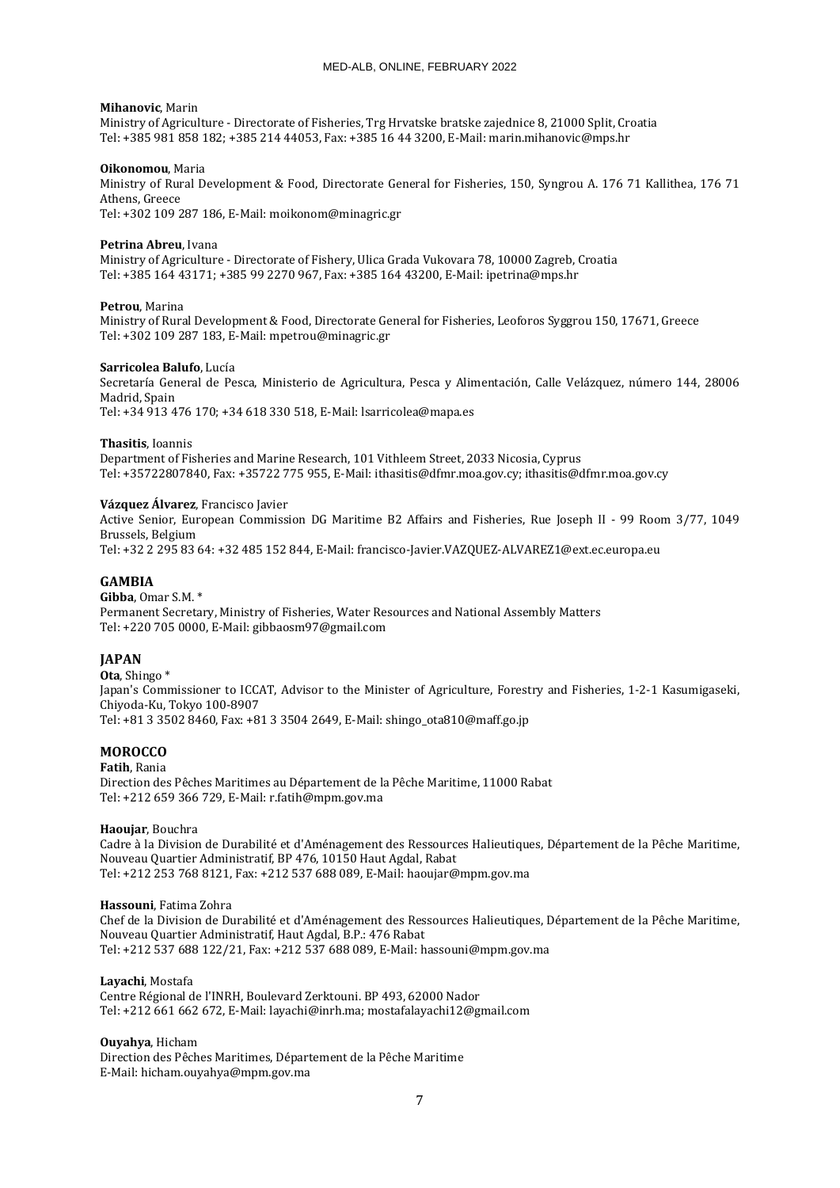**Mihanovic**, Marin
Ministry of Agriculture - Directorate of Fisheries, Trg Hrvatske bratske zajednice 8, 21000 Split, Croatia
Tel: +385 981 858 182; +385 214 44053, Fax: +385 16 44 3200, E-Mail: marin.mihanovic@mps.hr

**Oikonomou**, Maria
Ministry of Rural Development & Food, Directorate General for Fisheries, 150, Syngrou A. 176 71 Kallithea, 176 71 Athens, Greece
Tel: +302 109 287 186, E-Mail: moikonom@minagric.gr

**Petrina Abreu**, Ivana
Ministry of Agriculture - Directorate of Fishery, Ulica Grada Vukovara 78, 10000 Zagreb, Croatia
Tel: +385 164 43171; +385 99 2270 967, Fax: +385 164 43200, E-Mail: ipetrina@mps.hr

**Petrou**, Marina
Ministry of Rural Development & Food, Directorate General for Fisheries, Leoforos Syggrou 150, 17671, Greece
Tel: +302 109 287 183, E-Mail: mpetrou@minagric.gr

**Sarricolea Balufo**, Lucía
Secretaría General de Pesca, Ministerio de Agricultura, Pesca y Alimentación, Calle Velázquez, número 144, 28006 Madrid, Spain
Tel: +34 913 476 170; +34 618 330 518, E-Mail: lsarricolea@mapa.es

**Thasitis**, Ioannis
Department of Fisheries and Marine Research, 101 Vithleem Street, 2033 Nicosia, Cyprus
Tel: +35722807840, Fax: +35722 775 955, E-Mail: ithasitis@dfmr.moa.gov.cy; ithasitis@dfmr.moa.gov.cy

**Vázquez Álvarez**, Francisco Javier
Active Senior, European Commission DG Maritime B2 Affairs and Fisheries, Rue Joseph II - 99 Room 3/77, 1049 Brussels, Belgium
Tel: +32 2 295 83 64: +32 485 152 844, E-Mail: francisco-Javier.VAZQUEZ-ALVAREZ1@ext.ec.europa.eu

## GAMBIA

**Gibba**, Omar S.M. *
Permanent Secretary, Ministry of Fisheries, Water Resources and National Assembly Matters
Tel: +220 705 0000, E-Mail: gibbaosm97@gmail.com

## JAPAN

**Ota**, Shingo *
Japan's Commissioner to ICCAT, Advisor to the Minister of Agriculture, Forestry and Fisheries, 1-2-1 Kasumigaseki, Chiyoda-Ku, Tokyo 100-8907
Tel: +81 3 3502 8460, Fax: +81 3 3504 2649, E-Mail: shingo_ota810@maff.go.jp

## MOROCCO

**Fatih**, Rania
Direction des Pêches Maritimes au Département de la Pêche Maritime, 11000 Rabat
Tel: +212 659 366 729, E-Mail: r.fatih@mpm.gov.ma

**Haoujar**, Bouchra
Cadre à la Division de Durabilité et d'Aménagement des Ressources Halieutiques, Département de la Pêche Maritime, Nouveau Quartier Administratif, BP 476, 10150 Haut Agdal, Rabat
Tel: +212 253 768 8121, Fax: +212 537 688 089, E-Mail: haoujar@mpm.gov.ma

**Hassouni**, Fatima Zohra
Chef de la Division de Durabilité et d'Aménagement des Ressources Halieutiques, Département de la Pêche Maritime, Nouveau Quartier Administratif, Haut Agdal, B.P.: 476 Rabat
Tel: +212 537 688 122/21, Fax: +212 537 688 089, E-Mail: hassouni@mpm.gov.ma

**Layachi**, Mostafa
Centre Régional de l'INRH, Boulevard Zerktouni. BP 493, 62000 Nador
Tel: +212 661 662 672, E-Mail: layachi@inrh.ma; mostafalayachi12@gmail.com

**Ouyahya**, Hicham
Direction des Pêches Maritimes, Département de la Pêche Maritime
E-Mail: hicham.ouyahya@mpm.gov.ma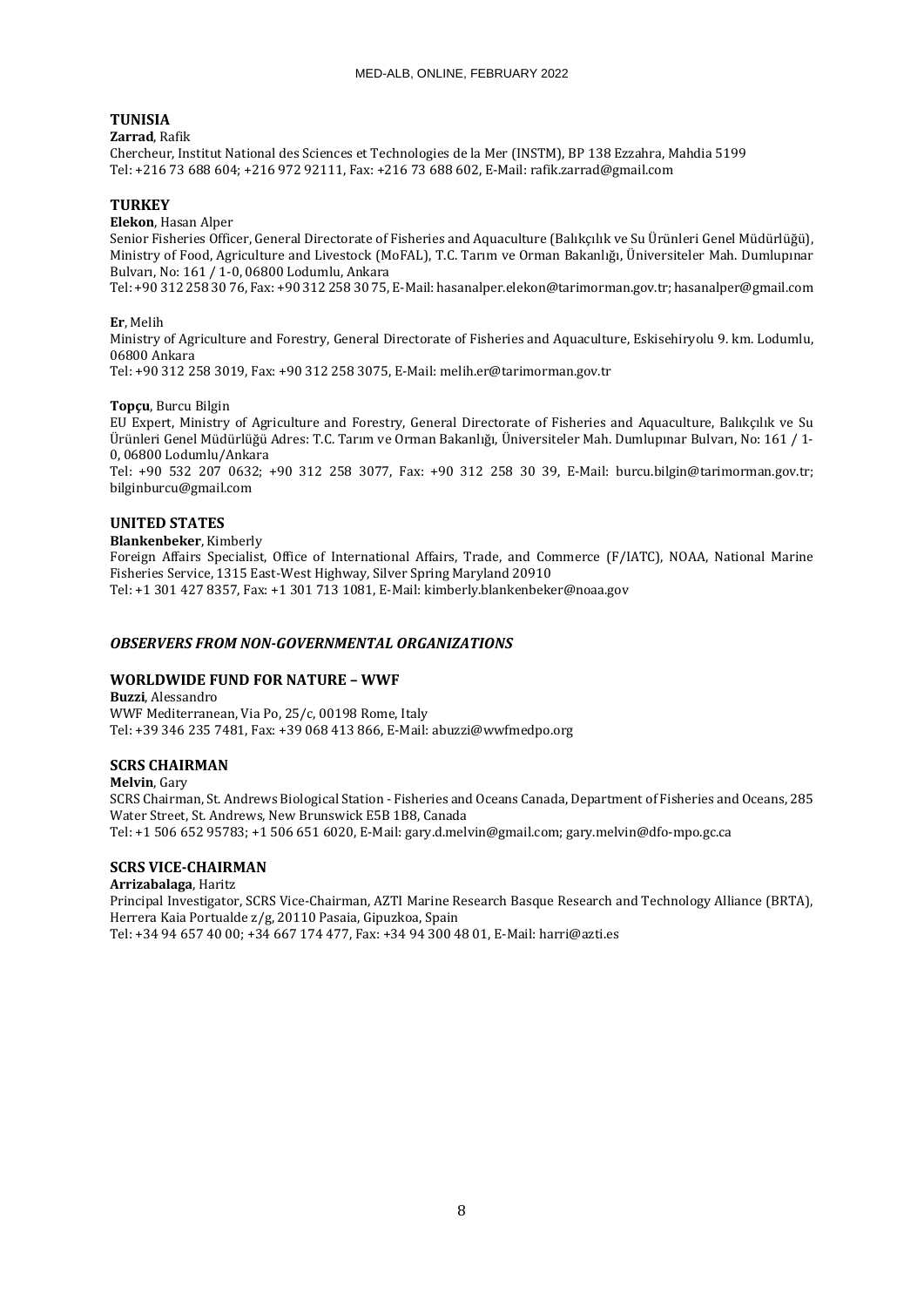**TUNISIA**

**Zarrad**, Rafik
Chercheur, Institut National des Sciences et Technologies de la Mer (INSTM), BP 138 Ezzahra, Mahdia 5199
Tel: +216 73 688 604; +216 972 92111, Fax: +216 73 688 602, E-Mail: rafik.zarrad@gmail.com

**TURKEY**

**Elekon**, Hasan Alper
Senior Fisheries Officer, General Directorate of Fisheries and Aquaculture (Balıkçılık ve Su Ürünleri Genel Müdürlüğü), Ministry of Food, Agriculture and Livestock (MoFAL), T.C. Tarım ve Orman Bakanlığı, Üniversiteler Mah. Dumlupınar Bulvarı, No: 161 / 1-0, 06800 Lodumlu, Ankara
Tel: +90 312 258 30 76, Fax: +90 312 258 30 75, E-Mail: hasanalper.elekon@tarimorman.gov.tr; hasanalper@gmail.com

**Er**, Melih
Ministry of Agriculture and Forestry, General Directorate of Fisheries and Aquaculture, Eskisehiryolu 9. km. Lodumlu, 06800 Ankara
Tel: +90 312 258 3019, Fax: +90 312 258 3075, E-Mail: melih.er@tarimorman.gov.tr

**Topçu**, Burcu Bilgin
EU Expert, Ministry of Agriculture and Forestry, General Directorate of Fisheries and Aquaculture, Balıkçılık ve Su Ürünleri Genel Müdürlüğü Adres: T.C. Tarım ve Orman Bakanlığı, Üniversiteler Mah. Dumlupınar Bulvarı, No: 161 / 1-0, 06800 Lodumlu/Ankara
Tel: +90 532 207 0632; +90 312 258 3077, Fax: +90 312 258 30 39, E-Mail: burcu.bilgin@tarimorman.gov.tr; bilginburcu@gmail.com

**UNITED STATES**

**Blankenbeker**, Kimberly
Foreign Affairs Specialist, Office of International Affairs, Trade, and Commerce (F/IATC), NOAA, National Marine Fisheries Service, 1315 East-West Highway, Silver Spring Maryland 20910
Tel: +1 301 427 8357, Fax: +1 301 713 1081, E-Mail: kimberly.blankenbeker@noaa.gov

***OBSERVERS FROM NON-GOVERNMENTAL ORGANIZATIONS***

**WORLDWIDE FUND FOR NATURE – WWF**

**Buzzi**, Alessandro
WWF Mediterranean, Via Po, 25/c, 00198 Rome, Italy
Tel: +39 346 235 7481, Fax: +39 068 413 866, E-Mail: abuzzi@wwfmedpo.org

**SCRS CHAIRMAN**

**Melvin**, Gary
SCRS Chairman, St. Andrews Biological Station - Fisheries and Oceans Canada, Department of Fisheries and Oceans, 285 Water Street, St. Andrews, New Brunswick E5B 1B8, Canada
Tel: +1 506 652 95783; +1 506 651 6020, E-Mail: gary.d.melvin@gmail.com; gary.melvin@dfo-mpo.gc.ca

**SCRS VICE-CHAIRMAN**

**Arrizabalaga**, Haritz
Principal Investigator, SCRS Vice-Chairman, AZTI Marine Research Basque Research and Technology Alliance (BRTA), Herrera Kaia Portualde z/g, 20110 Pasaia, Gipuzkoa, Spain
Tel: +34 94 657 40 00; +34 667 174 477, Fax: +34 94 300 48 01, E-Mail: harri@azti.es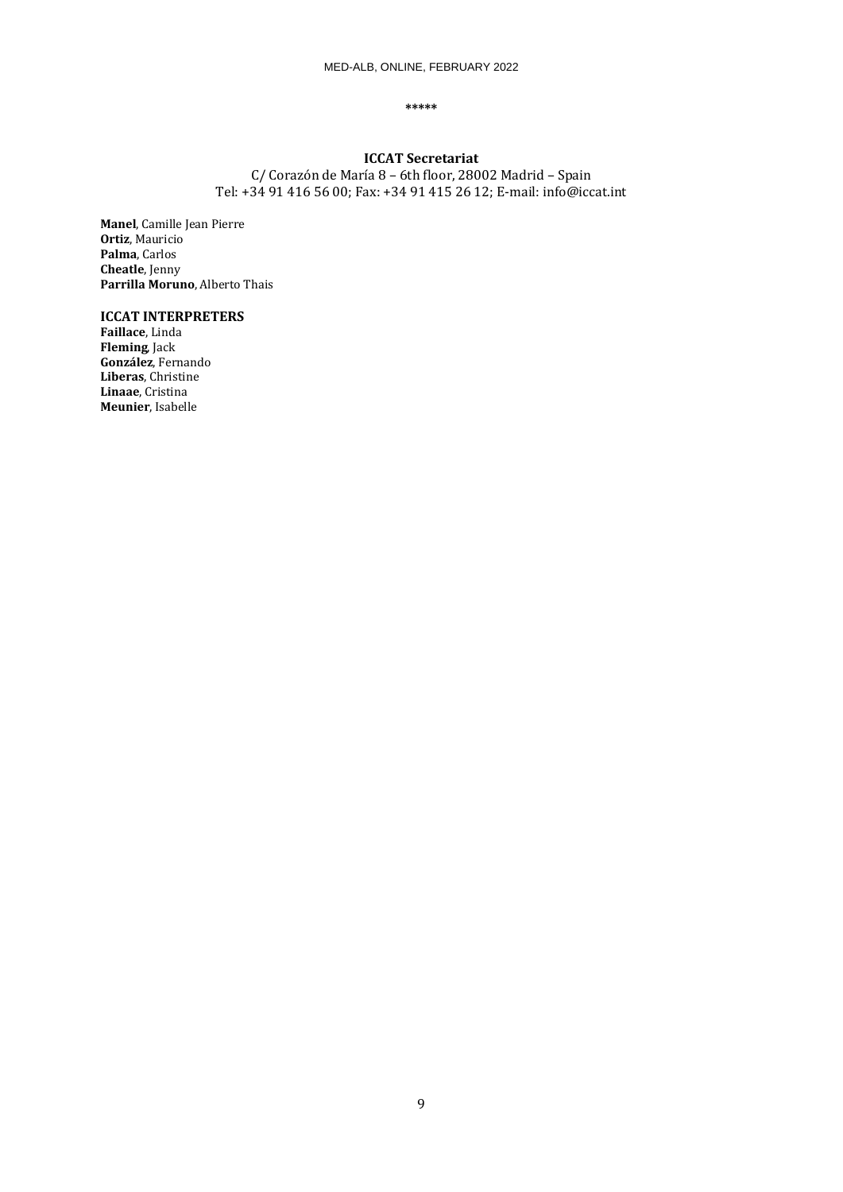*****

**ICCAT Secretariat**
C/ Corazón de María 8 – 6th floor, 28002 Madrid – Spain
Tel: +34 91 416 56 00; Fax: +34 91 415 26 12; E-mail: info@iccat.int

**Manel**, Camille Jean Pierre
**Ortiz**, Mauricio
**Palma**, Carlos
**Cheatle**, Jenny
**Parrilla Moruno**, Alberto Thais

**ICCAT INTERPRETERS**
**Faillace**, Linda
**Fleming**, Jack
**González**, Fernando
**Liberas**, Christine
**Linaae**, Cristina
**Meunier**, Isabelle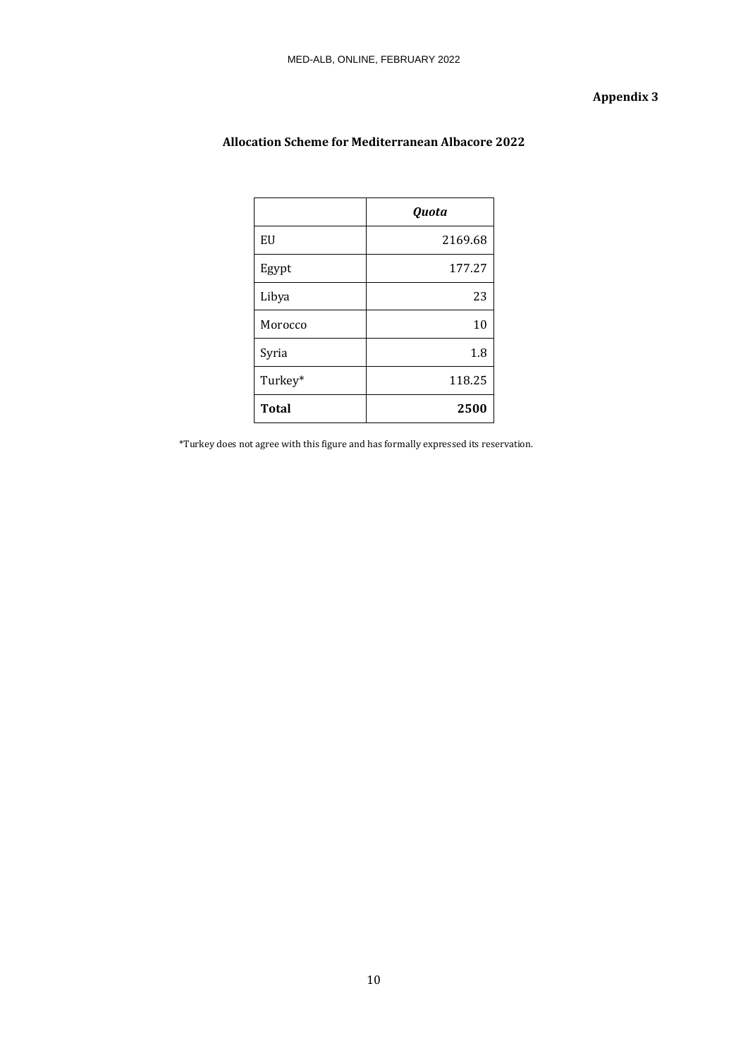**Appendix 3**

## Allocation Scheme for Mediterranean Albacore 2022

| | ***Quota*** |
|---|---:|
| EU | 2169.68 |
| Egypt | 177.27 |
| Libya | 23 |
| Morocco | 10 |
| Syria | 1.8 |
| Turkey* | 118.25 |
| **Total** | **2500** |

*Turkey does not agree with this figure and has formally expressed its reservation.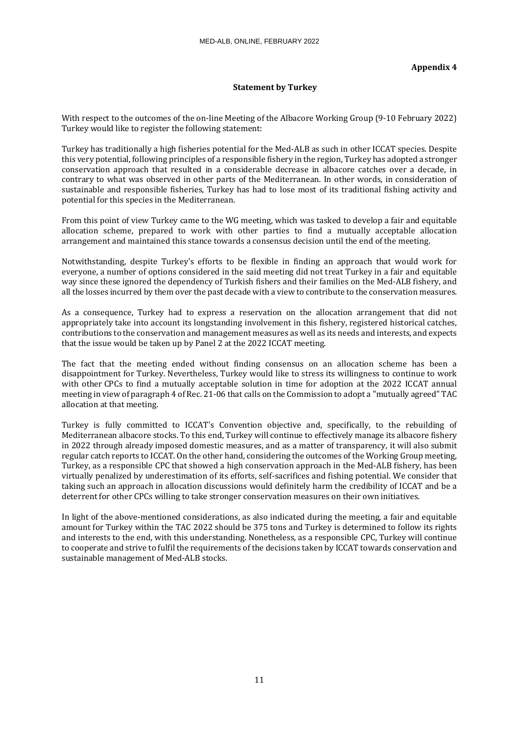**Appendix 4**

**Statement by Turkey**

With respect to the outcomes of the on-line Meeting of the Albacore Working Group (9-10 February 2022) Turkey would like to register the following statement:

Turkey has traditionally a high fisheries potential for the Med-ALB as such in other ICCAT species. Despite this very potential, following principles of a responsible fishery in the region, Turkey has adopted a stronger conservation approach that resulted in a considerable decrease in albacore catches over a decade, in contrary to what was observed in other parts of the Mediterranean. In other words, in consideration of sustainable and responsible fisheries, Turkey has had to lose most of its traditional fishing activity and potential for this species in the Mediterranean.

From this point of view Turkey came to the WG meeting, which was tasked to develop a fair and equitable allocation scheme, prepared to work with other parties to find a mutually acceptable allocation arrangement and maintained this stance towards a consensus decision until the end of the meeting.

Notwithstanding, despite Turkey's efforts to be flexible in finding an approach that would work for everyone, a number of options considered in the said meeting did not treat Turkey in a fair and equitable way since these ignored the dependency of Turkish fishers and their families on the Med-ALB fishery, and all the losses incurred by them over the past decade with a view to contribute to the conservation measures.

As a consequence, Turkey had to express a reservation on the allocation arrangement that did not appropriately take into account its longstanding involvement in this fishery, registered historical catches, contributions to the conservation and management measures as well as its needs and interests, and expects that the issue would be taken up by Panel 2 at the 2022 ICCAT meeting.

The fact that the meeting ended without finding consensus on an allocation scheme has been a disappointment for Turkey. Nevertheless, Turkey would like to stress its willingness to continue to work with other CPCs to find a mutually acceptable solution in time for adoption at the 2022 ICCAT annual meeting in view of paragraph 4 of Rec. 21-06 that calls on the Commission to adopt a "mutually agreed" TAC allocation at that meeting.

Turkey is fully committed to ICCAT's Convention objective and, specifically, to the rebuilding of Mediterranean albacore stocks. To this end, Turkey will continue to effectively manage its albacore fishery in 2022 through already imposed domestic measures, and as a matter of transparency, it will also submit regular catch reports to ICCAT. On the other hand, considering the outcomes of the Working Group meeting, Turkey, as a responsible CPC that showed a high conservation approach in the Med-ALB fishery, has been virtually penalized by underestimation of its efforts, self-sacrifices and fishing potential. We consider that taking such an approach in allocation discussions would definitely harm the credibility of ICCAT and be a deterrent for other CPCs willing to take stronger conservation measures on their own initiatives.

In light of the above-mentioned considerations, as also indicated during the meeting, a fair and equitable amount for Turkey within the TAC 2022 should be 375 tons and Turkey is determined to follow its rights and interests to the end, with this understanding. Nonetheless, as a responsible CPC, Turkey will continue to cooperate and strive to fulfil the requirements of the decisions taken by ICCAT towards conservation and sustainable management of Med-ALB stocks.